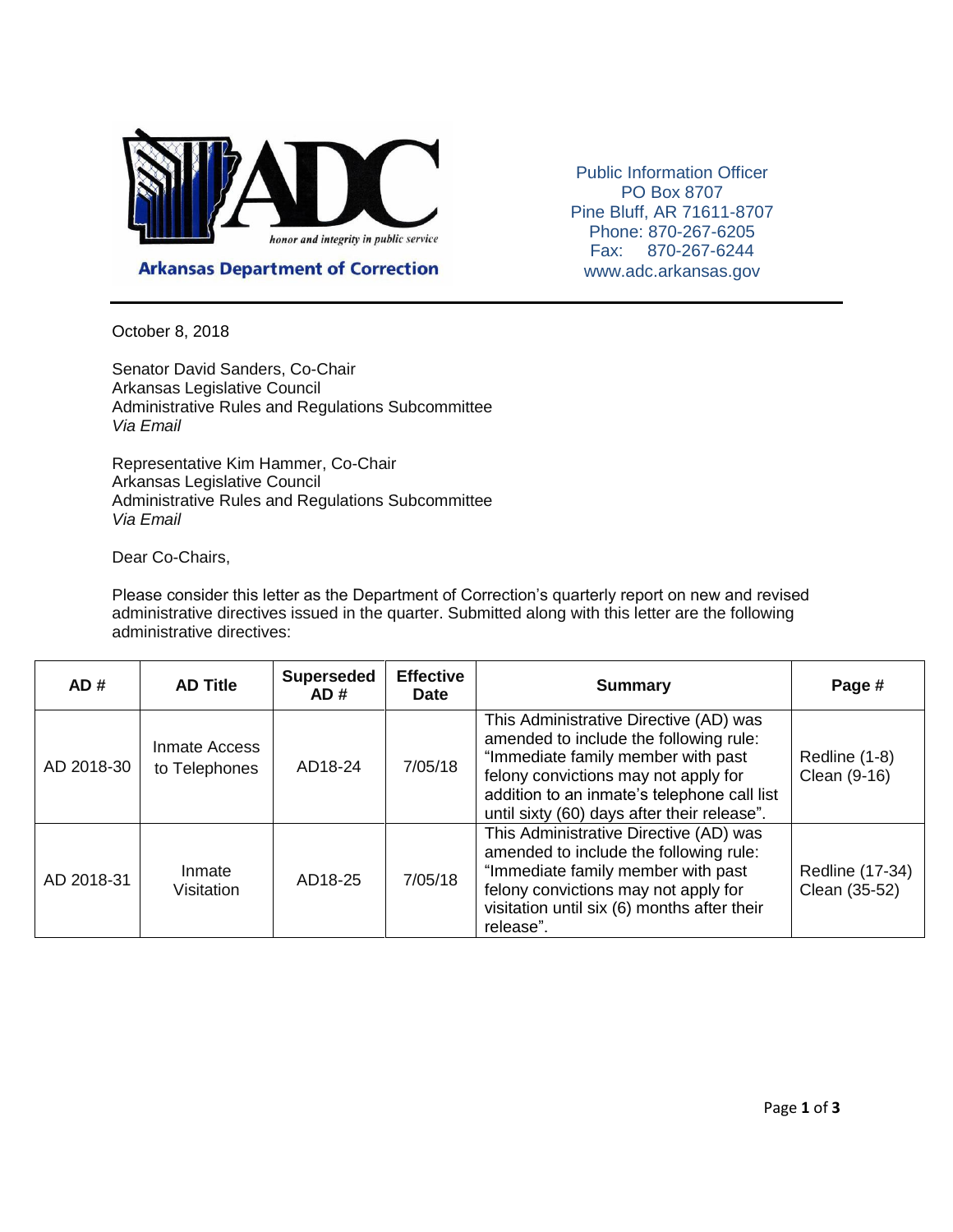**ADC**

*honor and integrity in public service*

**Arkansas Department of Correction**

Public Information Officer
PO Box 8707
Pine Bluff, AR 71611-8707
Phone: 870-267-6205
Fax: 870-267-6244
www.adc.arkansas.gov

---

October 8, 2018

Senator David Sanders, Co-Chair
Arkansas Legislative Council
Administrative Rules and Regulations Subcommittee
*Via Email*

Representative Kim Hammer, Co-Chair
Arkansas Legislative Council
Administrative Rules and Regulations Subcommittee
*Via Email*

Dear Co-Chairs,

Please consider this letter as the Department of Correction's quarterly report on new and revised administrative directives issued in the quarter. Submitted along with this letter are the following administrative directives:

| AD # | AD Title | Superseded AD # | Effective Date | Summary | Page # |
|---|---|---|---|---|---|
| AD 2018-30 | Inmate Access to Telephones | AD18-24 | 7/05/18 | This Administrative Directive (AD) was amended to include the following rule: "Immediate family member with past felony convictions may not apply for addition to an inmate's telephone call list until sixty (60) days after their release". | Redline (1-8) Clean (9-16) |
| AD 2018-31 | Inmate Visitation | AD18-25 | 7/05/18 | This Administrative Directive (AD) was amended to include the following rule: "Immediate family member with past felony convictions may not apply for visitation until six (6) months after their release". | Redline (17-34) Clean (35-52) |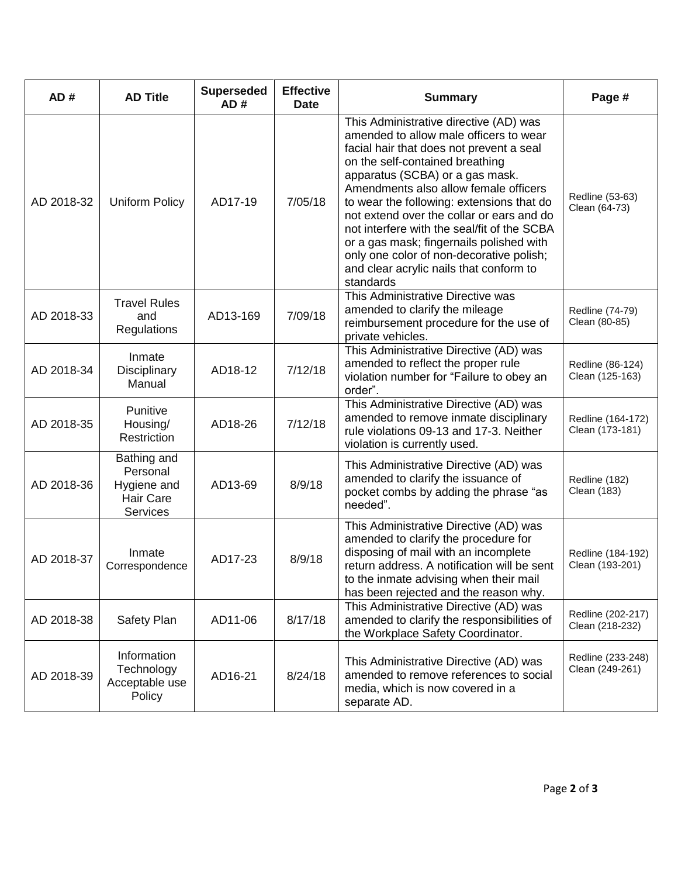| AD # | AD Title | Superseded AD # | Effective Date | Summary | Page # |
|---|---|---|---|---|---|
| AD 2018-32 | Uniform Policy | AD17-19 | 7/05/18 | This Administrative directive (AD) was amended to allow male officers to wear facial hair that does not prevent a seal on the self-contained breathing apparatus (SCBA) or a gas mask. Amendments also allow female officers to wear the following: extensions that do not extend over the collar or ears and do not interfere with the seal/fit of the SCBA or a gas mask; fingernails polished with only one color of non-decorative polish; and clear acrylic nails that conform to standards | Redline (53-63) Clean (64-73) |
| AD 2018-33 | Travel Rules and Regulations | AD13-169 | 7/09/18 | This Administrative Directive was amended to clarify the mileage reimbursement procedure for the use of private vehicles. | Redline (74-79) Clean (80-85) |
| AD 2018-34 | Inmate Disciplinary Manual | AD18-12 | 7/12/18 | This Administrative Directive (AD) was amended to reflect the proper rule violation number for "Failure to obey an order". | Redline (86-124) Clean (125-163) |
| AD 2018-35 | Punitive Housing/ Restriction | AD18-26 | 7/12/18 | This Administrative Directive (AD) was amended to remove inmate disciplinary rule violations 09-13 and 17-3. Neither violation is currently used. | Redline (164-172) Clean (173-181) |
| AD 2018-36 | Bathing and Personal Hygiene and Hair Care Services | AD13-69 | 8/9/18 | This Administrative Directive (AD) was amended to clarify the issuance of pocket combs by adding the phrase "as needed". | Redline (182) Clean (183) |
| AD 2018-37 | Inmate Correspondence | AD17-23 | 8/9/18 | This Administrative Directive (AD) was amended to clarify the procedure for disposing of mail with an incomplete return address. A notification will be sent to the inmate advising when their mail has been rejected and the reason why. | Redline (184-192) Clean (193-201) |
| AD 2018-38 | Safety Plan | AD11-06 | 8/17/18 | This Administrative Directive (AD) was amended to clarify the responsibilities of the Workplace Safety Coordinator. | Redline (202-217) Clean (218-232) |
| AD 2018-39 | Information Technology Acceptable use Policy | AD16-21 | 8/24/18 | This Administrative Directive (AD) was amended to remove references to social media, which is now covered in a separate AD. | Redline (233-248) Clean (249-261) |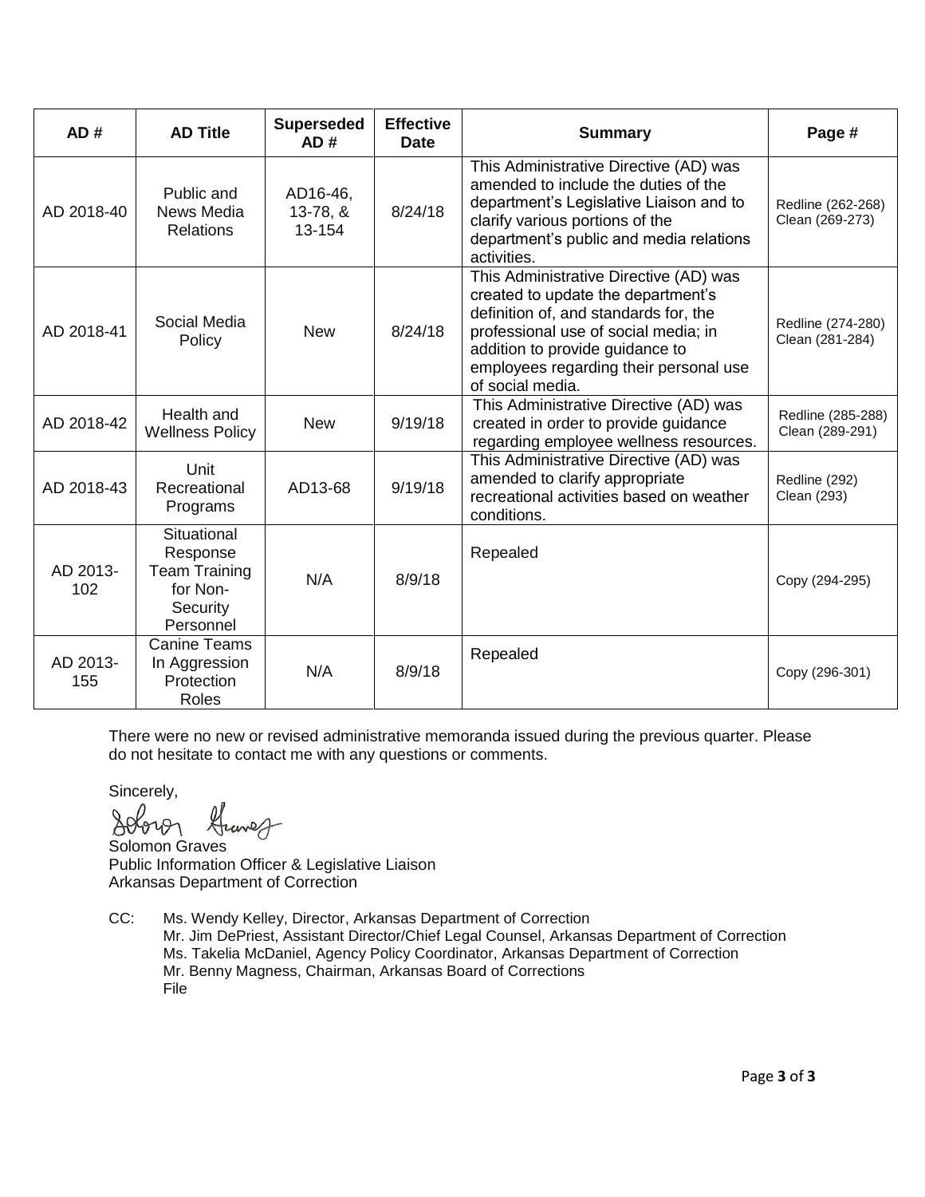| AD # | AD Title | Superseded AD # | Effective Date | Summary | Page # |
|---|---|---|---|---|---|
| AD 2018-40 | Public and News Media Relations | AD16-46, 13-78, & 13-154 | 8/24/18 | This Administrative Directive (AD) was amended to include the duties of the department's Legislative Liaison and to clarify various portions of the department's public and media relations activities. | Redline (262-268) Clean (269-273) |
| AD 2018-41 | Social Media Policy | New | 8/24/18 | This Administrative Directive (AD) was created to update the department's definition of, and standards for, the professional use of social media; in addition to provide guidance to employees regarding their personal use of social media. | Redline (274-280) Clean (281-284) |
| AD 2018-42 | Health and Wellness Policy | New | 9/19/18 | This Administrative Directive (AD) was created in order to provide guidance regarding employee wellness resources. | Redline (285-288) Clean (289-291) |
| AD 2018-43 | Unit Recreational Programs | AD13-68 | 9/19/18 | This Administrative Directive (AD) was amended to clarify appropriate recreational activities based on weather conditions. | Redline (292) Clean (293) |
| AD 2013-102 | Situational Response Team Training for Non-Security Personnel | N/A | 8/9/18 | Repealed | Copy (294-295) |
| AD 2013-155 | Canine Teams In Aggression Protection Roles | N/A | 8/9/18 | Repealed | Copy (296-301) |

There were no new or revised administrative memoranda issued during the previous quarter. Please do not hesitate to contact me with any questions or comments.

Sincerely,

Solomon Graves
Public Information Officer & Legislative Liaison
Arkansas Department of Correction

CC: Ms. Wendy Kelley, Director, Arkansas Department of Correction
Mr. Jim DePriest, Assistant Director/Chief Legal Counsel, Arkansas Department of Correction
Ms. Takelia McDaniel, Agency Policy Coordinator, Arkansas Department of Correction
Mr. Benny Magness, Chairman, Arkansas Board of Corrections
File